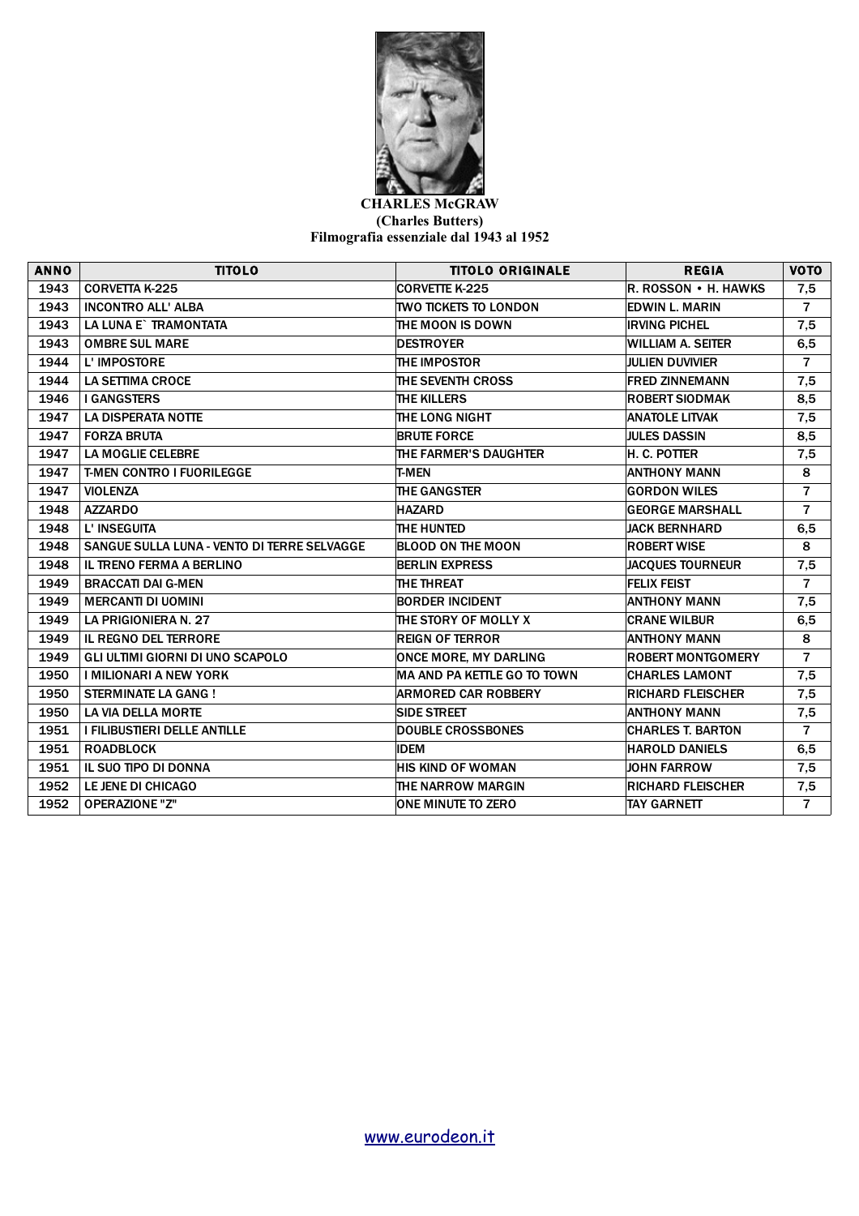**CHARLES McGRAW**
**(Charles Butters)**
**Filmografia essenziale dal 1943 al 1952**

| ANNO | TITOLO | TITOLO ORIGINALE | REGIA | VOTO |
|---|---|---|---|---|
| 1943 | CORVETTA K-225 | CORVETTE K-225 | R. ROSSON • H. HAWKS | 7,5 |
| 1943 | INCONTRO ALL' ALBA | TWO TICKETS TO LONDON | EDWIN L. MARIN | 7 |
| 1943 | LA LUNA E` TRAMONTATA | THE MOON IS DOWN | IRVING PICHEL | 7,5 |
| 1943 | OMBRE SUL MARE | DESTROYER | WILLIAM A. SEITER | 6,5 |
| 1944 | L' IMPOSTORE | THE IMPOSTOR | JULIEN DUVIVIER | 7 |
| 1944 | LA SETTIMA CROCE | THE SEVENTH CROSS | FRED ZINNEMANN | 7,5 |
| 1946 | I GANGSTERS | THE KILLERS | ROBERT SIODMAK | 8,5 |
| 1947 | LA DISPERATA NOTTE | THE LONG NIGHT | ANATOLE LITVAK | 7,5 |
| 1947 | FORZA BRUTA | BRUTE FORCE | JULES DASSIN | 8,5 |
| 1947 | LA MOGLIE CELEBRE | THE FARMER'S DAUGHTER | H. C. POTTER | 7,5 |
| 1947 | T-MEN CONTRO I FUORILEGGE | T-MEN | ANTHONY MANN | 8 |
| 1947 | VIOLENZA | THE GANGSTER | GORDON WILES | 7 |
| 1948 | AZZARDO | HAZARD | GEORGE MARSHALL | 7 |
| 1948 | L' INSEGUITA | THE HUNTED | JACK BERNHARD | 6,5 |
| 1948 | SANGUE SULLA LUNA - VENTO DI TERRE SELVAGGE | BLOOD ON THE MOON | ROBERT WISE | 8 |
| 1948 | IL TRENO FERMA A BERLINO | BERLIN EXPRESS | JACQUES TOURNEUR | 7,5 |
| 1949 | BRACCATI DAI G-MEN | THE THREAT | FELIX FEIST | 7 |
| 1949 | MERCANTI DI UOMINI | BORDER INCIDENT | ANTHONY MANN | 7,5 |
| 1949 | LA PRIGIONIERA N. 27 | THE STORY OF MOLLY X | CRANE WILBUR | 6,5 |
| 1949 | IL REGNO DEL TERRORE | REIGN OF TERROR | ANTHONY MANN | 8 |
| 1949 | GLI ULTIMI GIORNI DI UNO SCAPOLO | ONCE MORE, MY DARLING | ROBERT MONTGOMERY | 7 |
| 1950 | I MILIONARI A NEW YORK | MA AND PA KETTLE GO TO TOWN | CHARLES LAMONT | 7,5 |
| 1950 | STERMINATE LA GANG ! | ARMORED CAR ROBBERY | RICHARD FLEISCHER | 7,5 |
| 1950 | LA VIA DELLA MORTE | SIDE STREET | ANTHONY MANN | 7,5 |
| 1951 | I FILIBUSTIERI DELLE ANTILLE | DOUBLE CROSSBONES | CHARLES T. BARTON | 7 |
| 1951 | ROADBLOCK | IDEM | HAROLD DANIELS | 6,5 |
| 1951 | IL SUO TIPO DI DONNA | HIS KIND OF WOMAN | JOHN FARROW | 7,5 |
| 1952 | LE JENE DI CHICAGO | THE NARROW MARGIN | RICHARD FLEISCHER | 7,5 |
| 1952 | OPERAZIONE "Z" | ONE MINUTE TO ZERO | TAY GARNETT | 7 |

www.eurodeon.it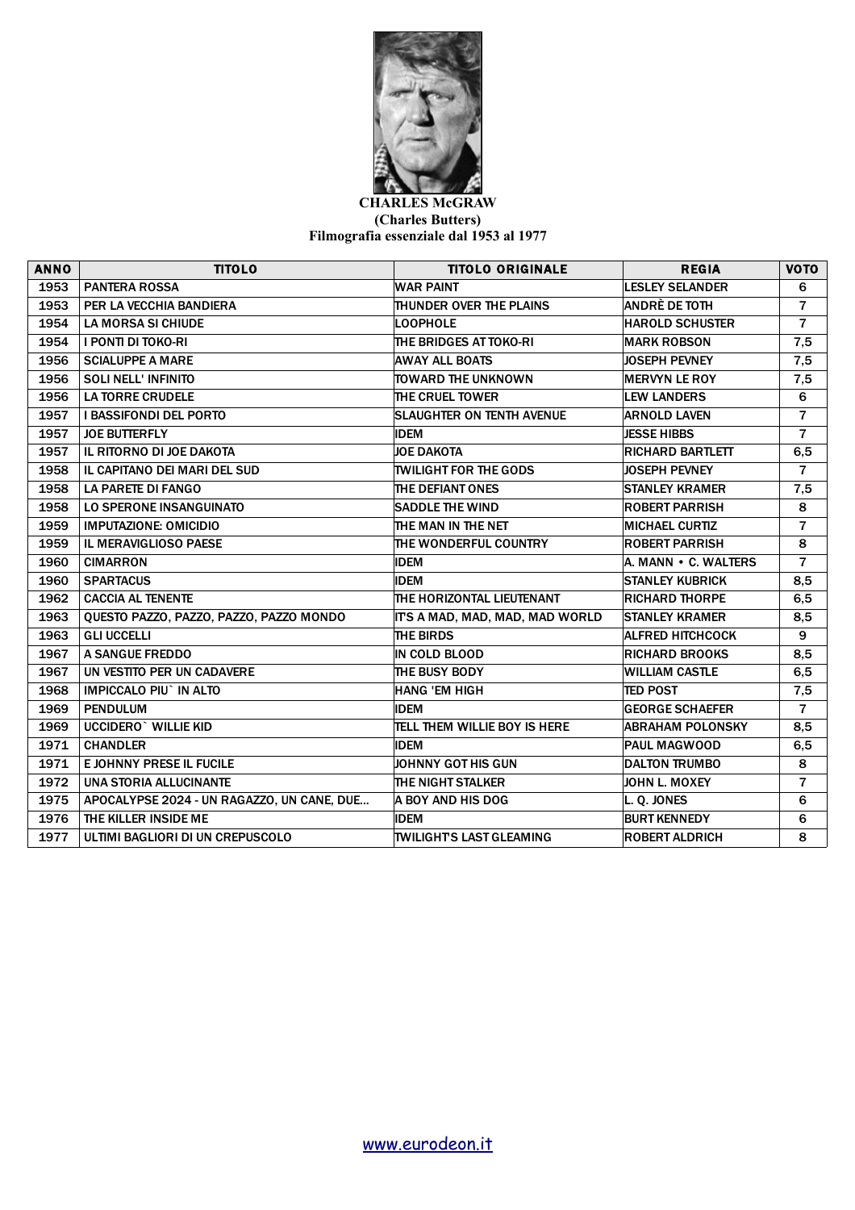**CHARLES McGRAW**
**(Charles Butters)**
**Filmografia essenziale dal 1953 al 1977**

| ANNO | TITOLO | TITOLO ORIGINALE | REGIA | VOTO |
|---|---|---|---|---|
| 1953 | PANTERA ROSSA | WAR PAINT | LESLEY SELANDER | 6 |
| 1953 | PER LA VECCHIA BANDIERA | THUNDER OVER THE PLAINS | ANDRÈ DE TOTH | 7 |
| 1954 | LA MORSA SI CHIUDE | LOOPHOLE | HAROLD SCHUSTER | 7 |
| 1954 | I PONTI DI TOKO-RI | THE BRIDGES AT TOKO-RI | MARK ROBSON | 7,5 |
| 1956 | SCIALUPPE A MARE | AWAY ALL BOATS | JOSEPH PEVNEY | 7,5 |
| 1956 | SOLI NELL' INFINITO | TOWARD THE UNKNOWN | MERVYN LE ROY | 7,5 |
| 1956 | LA TORRE CRUDELE | THE CRUEL TOWER | LEW LANDERS | 6 |
| 1957 | I BASSIFONDI DEL PORTO | SLAUGHTER ON TENTH AVENUE | ARNOLD LAVEN | 7 |
| 1957 | JOE BUTTERFLY | IDEM | JESSE HIBBS | 7 |
| 1957 | IL RITORNO DI JOE DAKOTA | JOE DAKOTA | RICHARD BARTLETT | 6,5 |
| 1958 | IL CAPITANO DEI MARI DEL SUD | TWILIGHT FOR THE GODS | JOSEPH PEVNEY | 7 |
| 1958 | LA PARETE DI FANGO | THE DEFIANT ONES | STANLEY KRAMER | 7,5 |
| 1958 | LO SPERONE INSANGUINATO | SADDLE THE WIND | ROBERT PARRISH | 8 |
| 1959 | IMPUTAZIONE: OMICIDIO | THE MAN IN THE NET | MICHAEL CURTIZ | 7 |
| 1959 | IL MERAVIGLIOSO PAESE | THE WONDERFUL COUNTRY | ROBERT PARRISH | 8 |
| 1960 | CIMARRON | IDEM | A. MANN • C. WALTERS | 7 |
| 1960 | SPARTACUS | IDEM | STANLEY KUBRICK | 8,5 |
| 1962 | CACCIA AL TENENTE | THE HORIZONTAL LIEUTENANT | RICHARD THORPE | 6,5 |
| 1963 | QUESTO PAZZO, PAZZO, PAZZO, PAZZO MONDO | IT'S A MAD, MAD, MAD, MAD WORLD | STANLEY KRAMER | 8,5 |
| 1963 | GLI UCCELLI | THE BIRDS | ALFRED HITCHCOCK | 9 |
| 1967 | A SANGUE FREDDO | IN COLD BLOOD | RICHARD BROOKS | 8,5 |
| 1967 | UN VESTITO PER UN CADAVERE | THE BUSY BODY | WILLIAM CASTLE | 6,5 |
| 1968 | IMPICCALO PIU` IN ALTO | HANG 'EM HIGH | TED POST | 7,5 |
| 1969 | PENDULUM | IDEM | GEORGE SCHAEFER | 7 |
| 1969 | UCCIDERO` WILLIE KID | TELL THEM WILLIE BOY IS HERE | ABRAHAM POLONSKY | 8,5 |
| 1971 | CHANDLER | IDEM | PAUL MAGWOOD | 6,5 |
| 1971 | E JOHNNY PRESE IL FUCILE | JOHNNY GOT HIS GUN | DALTON TRUMBO | 8 |
| 1972 | UNA STORIA ALLUCINANTE | THE NIGHT STALKER | JOHN L. MOXEY | 7 |
| 1975 | APOCALYPSE 2024 - UN RAGAZZO, UN CANE, DUE... | A BOY AND HIS DOG | L. Q. JONES | 6 |
| 1976 | THE KILLER INSIDE ME | IDEM | BURT KENNEDY | 6 |
| 1977 | ULTIMI BAGLIORI DI UN CREPUSCOLO | TWILIGHT'S LAST GLEAMING | ROBERT ALDRICH | 8 |

www.eurodeon.it